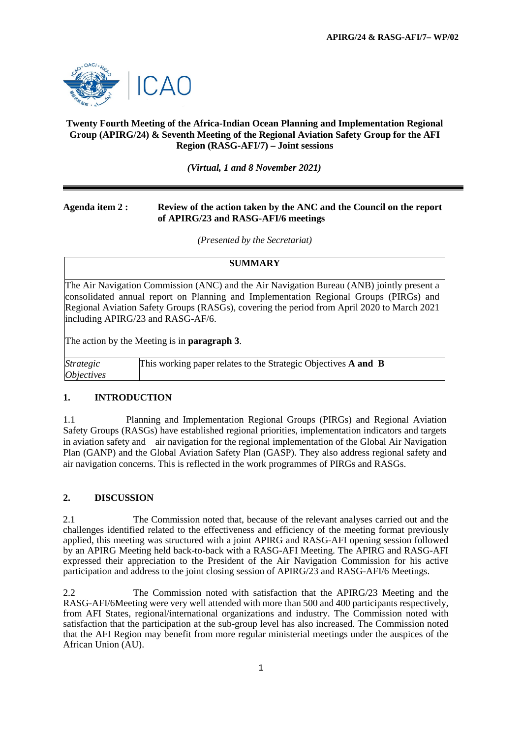**Twenty Fourth Meeting of the Africa-Indian Ocean Planning and Implementation Regional Group (APIRG/24) & Seventh Meeting of the Regional Aviation Safety Group for the AFI Region (RASG-AFI/7) – Joint sessions**

***(Virtual, 1 and 8 November 2021)***

---

**Agenda item 2 :** **Review of the action taken by the ANC and the Council on the report of APIRG/23 and RASG-AFI/6 meetings**

*(Presented by the Secretariat)*

| **SUMMARY** | |
|---|---|
| The Air Navigation Commission (ANC) and the Air Navigation Bureau (ANB) jointly present a consolidated annual report on Planning and Implementation Regional Groups (PIRGs) and Regional Aviation Safety Groups (RASGs), covering the period from April 2020 to March 2021 including APIRG/23 and RASG-AF/6.<br><br>The action by the Meeting is in **paragraph 3**. | |
| *Strategic Objectives* | This working paper relates to the Strategic Objectives **A and B** |

## 1. INTRODUCTION

1.1 Planning and Implementation Regional Groups (PIRGs) and Regional Aviation Safety Groups (RASGs) have established regional priorities, implementation indicators and targets in aviation safety and air navigation for the regional implementation of the Global Air Navigation Plan (GANP) and the Global Aviation Safety Plan (GASP). They also address regional safety and air navigation concerns. This is reflected in the work programmes of PIRGs and RASGs.

## 2. DISCUSSION

2.1 The Commission noted that, because of the relevant analyses carried out and the challenges identified related to the effectiveness and efficiency of the meeting format previously applied, this meeting was structured with a joint APIRG and RASG-AFI opening session followed by an APIRG Meeting held back-to-back with a RASG-AFI Meeting. The APIRG and RASG-AFI expressed their appreciation to the President of the Air Navigation Commission for his active participation and address to the joint closing session of APIRG/23 and RASG-AFI/6 Meetings.

2.2 The Commission noted with satisfaction that the APIRG/23 Meeting and the RASG-AFI/6Meeting were very well attended with more than 500 and 400 participants respectively, from AFI States, regional/international organizations and industry. The Commission noted with satisfaction that the participation at the sub-group level has also increased. The Commission noted that the AFI Region may benefit from more regular ministerial meetings under the auspices of the African Union (AU).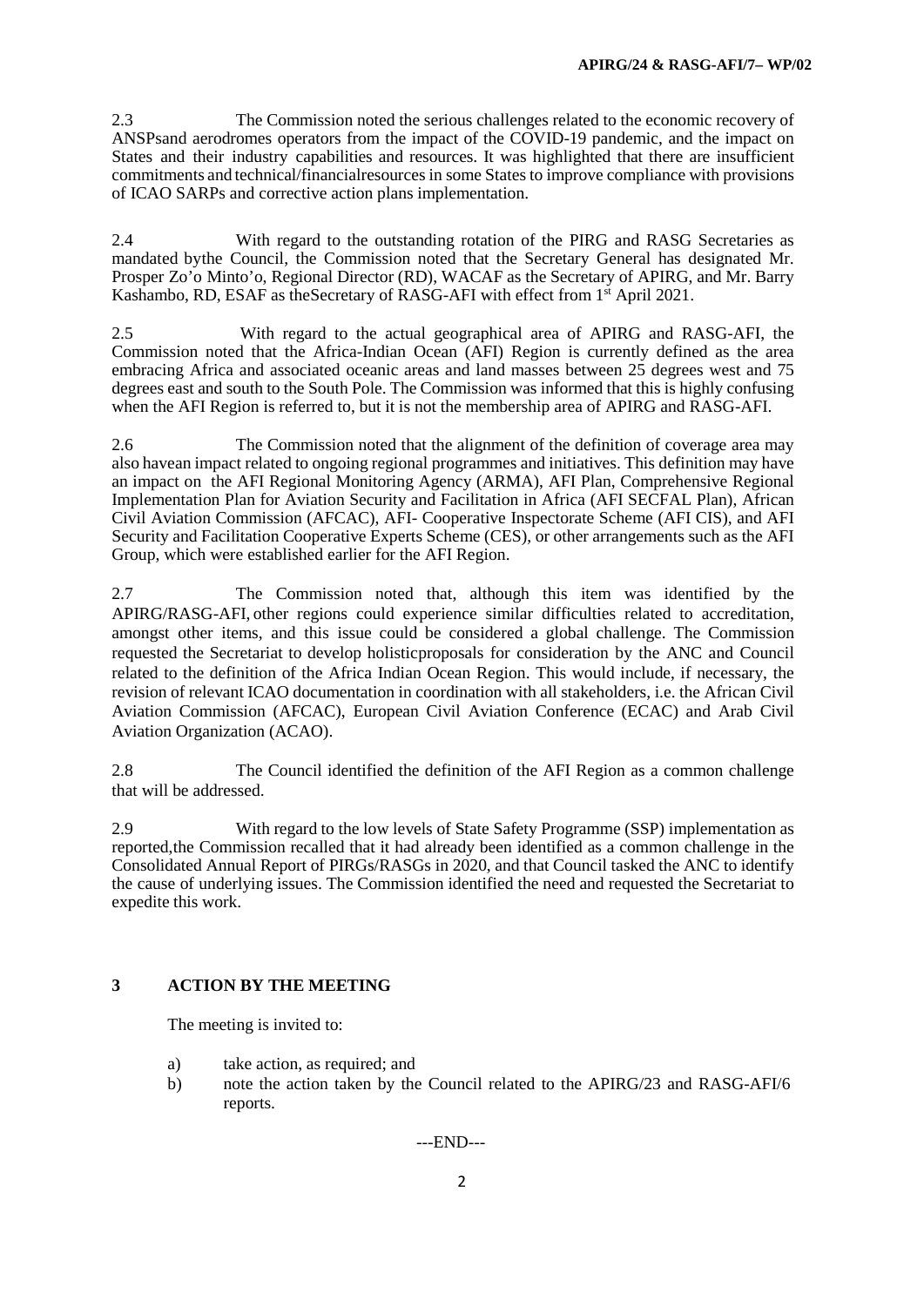2.3 The Commission noted the serious challenges related to the economic recovery of ANSPsand aerodromes operators from the impact of the COVID-19 pandemic, and the impact on States and their industry capabilities and resources. It was highlighted that there are insufficient commitments and technical/financialresources in some States to improve compliance with provisions of ICAO SARPs and corrective action plans implementation.

2.4 With regard to the outstanding rotation of the PIRG and RASG Secretaries as mandated bythe Council, the Commission noted that the Secretary General has designated Mr. Prosper Zo'o Minto'o, Regional Director (RD), WACAF as the Secretary of APIRG, and Mr. Barry Kashambo, RD, ESAF as theSecretary of RASG-AFI with effect from 1st April 2021.

2.5 With regard to the actual geographical area of APIRG and RASG-AFI, the Commission noted that the Africa-Indian Ocean (AFI) Region is currently defined as the area embracing Africa and associated oceanic areas and land masses between 25 degrees west and 75 degrees east and south to the South Pole. The Commission was informed that this is highly confusing when the AFI Region is referred to, but it is not the membership area of APIRG and RASG-AFI.

2.6 The Commission noted that the alignment of the definition of coverage area may also havean impact related to ongoing regional programmes and initiatives. This definition may have an impact on the AFI Regional Monitoring Agency (ARMA), AFI Plan, Comprehensive Regional Implementation Plan for Aviation Security and Facilitation in Africa (AFI SECFAL Plan), African Civil Aviation Commission (AFCAC), AFI- Cooperative Inspectorate Scheme (AFI CIS), and AFI Security and Facilitation Cooperative Experts Scheme (CES), or other arrangements such as the AFI Group, which were established earlier for the AFI Region.

2.7 The Commission noted that, although this item was identified by the APIRG/RASG-AFI, other regions could experience similar difficulties related to accreditation, amongst other items, and this issue could be considered a global challenge. The Commission requested the Secretariat to develop holisticproposals for consideration by the ANC and Council related to the definition of the Africa Indian Ocean Region. This would include, if necessary, the revision of relevant ICAO documentation in coordination with all stakeholders, i.e. the African Civil Aviation Commission (AFCAC), European Civil Aviation Conference (ECAC) and Arab Civil Aviation Organization (ACAO).

2.8 The Council identified the definition of the AFI Region as a common challenge that will be addressed.

2.9 With regard to the low levels of State Safety Programme (SSP) implementation as reported,the Commission recalled that it had already been identified as a common challenge in the Consolidated Annual Report of PIRGs/RASGs in 2020, and that Council tasked the ANC to identify the cause of underlying issues. The Commission identified the need and requested the Secretariat to expedite this work.

## 3 ACTION BY THE MEETING

The meeting is invited to:

a) take action, as required; and
b) note the action taken by the Council related to the APIRG/23 and RASG-AFI/6 reports.

---END---